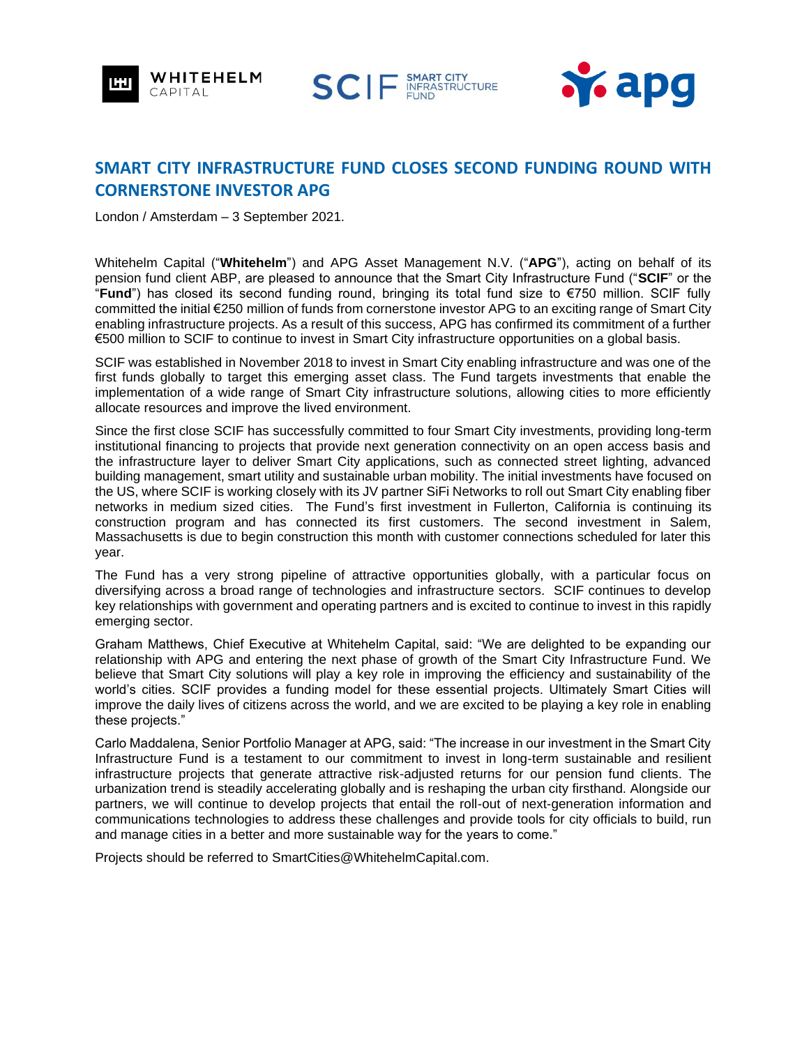# SMART CITY INFRASTRUCTURE FUND CLOSES SECOND FUNDING ROUND WITH CORNERSTONE INVESTOR APG

London / Amsterdam – 3 September 2021.

Whitehelm Capital ("**Whitehelm**") and APG Asset Management N.V. ("**APG**"), acting on behalf of its pension fund client ABP, are pleased to announce that the Smart City Infrastructure Fund ("**SCIF**" or the "**Fund**") has closed its second funding round, bringing its total fund size to €750 million. SCIF fully committed the initial €250 million of funds from cornerstone investor APG to an exciting range of Smart City enabling infrastructure projects. As a result of this success, APG has confirmed its commitment of a further €500 million to SCIF to continue to invest in Smart City infrastructure opportunities on a global basis.

SCIF was established in November 2018 to invest in Smart City enabling infrastructure and was one of the first funds globally to target this emerging asset class. The Fund targets investments that enable the implementation of a wide range of Smart City infrastructure solutions, allowing cities to more efficiently allocate resources and improve the lived environment.

Since the first close SCIF has successfully committed to four Smart City investments, providing long-term institutional financing to projects that provide next generation connectivity on an open access basis and the infrastructure layer to deliver Smart City applications, such as connected street lighting, advanced building management, smart utility and sustainable urban mobility. The initial investments have focused on the US, where SCIF is working closely with its JV partner SiFi Networks to roll out Smart City enabling fiber networks in medium sized cities. The Fund's first investment in Fullerton, California is continuing its construction program and has connected its first customers. The second investment in Salem, Massachusetts is due to begin construction this month with customer connections scheduled for later this year.

The Fund has a very strong pipeline of attractive opportunities globally, with a particular focus on diversifying across a broad range of technologies and infrastructure sectors. SCIF continues to develop key relationships with government and operating partners and is excited to continue to invest in this rapidly emerging sector.

Graham Matthews, Chief Executive at Whitehelm Capital, said: "We are delighted to be expanding our relationship with APG and entering the next phase of growth of the Smart City Infrastructure Fund. We believe that Smart City solutions will play a key role in improving the efficiency and sustainability of the world's cities. SCIF provides a funding model for these essential projects. Ultimately Smart Cities will improve the daily lives of citizens across the world, and we are excited to be playing a key role in enabling these projects."

Carlo Maddalena, Senior Portfolio Manager at APG, said: "The increase in our investment in the Smart City Infrastructure Fund is a testament to our commitment to invest in long-term sustainable and resilient infrastructure projects that generate attractive risk-adjusted returns for our pension fund clients. The urbanization trend is steadily accelerating globally and is reshaping the urban city firsthand. Alongside our partners, we will continue to develop projects that entail the roll-out of next-generation information and communications technologies to address these challenges and provide tools for city officials to build, run and manage cities in a better and more sustainable way for the years to come."

Projects should be referred to SmartCities@WhitehelmCapital.com.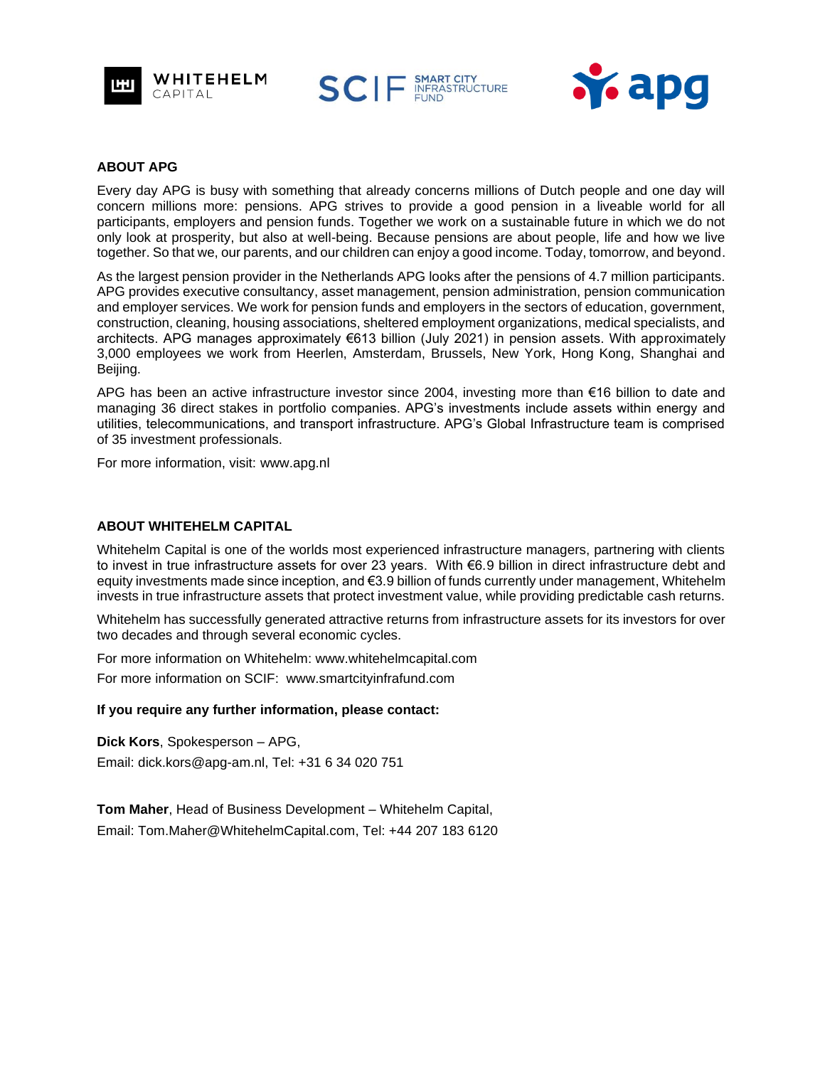## ABOUT APG

Every day APG is busy with something that already concerns millions of Dutch people and one day will concern millions more: pensions. APG strives to provide a good pension in a liveable world for all participants, employers and pension funds. Together we work on a sustainable future in which we do not only look at prosperity, but also at well-being. Because pensions are about people, life and how we live together. So that we, our parents, and our children can enjoy a good income. Today, tomorrow, and beyond.

As the largest pension provider in the Netherlands APG looks after the pensions of 4.7 million participants. APG provides executive consultancy, asset management, pension administration, pension communication and employer services. We work for pension funds and employers in the sectors of education, government, construction, cleaning, housing associations, sheltered employment organizations, medical specialists, and architects. APG manages approximately €613 billion (July 2021) in pension assets. With approximately 3,000 employees we work from Heerlen, Amsterdam, Brussels, New York, Hong Kong, Shanghai and Beijing.

APG has been an active infrastructure investor since 2004, investing more than €16 billion to date and managing 36 direct stakes in portfolio companies. APG's investments include assets within energy and utilities, telecommunications, and transport infrastructure. APG's Global Infrastructure team is comprised of 35 investment professionals.

For more information, visit: www.apg.nl

## ABOUT WHITEHELM CAPITAL

Whitehelm Capital is one of the worlds most experienced infrastructure managers, partnering with clients to invest in true infrastructure assets for over 23 years. With €6.9 billion in direct infrastructure debt and equity investments made since inception, and €3.9 billion of funds currently under management, Whitehelm invests in true infrastructure assets that protect investment value, while providing predictable cash returns.

Whitehelm has successfully generated attractive returns from infrastructure assets for its investors for over two decades and through several economic cycles.

For more information on Whitehelm: www.whitehelmcapital.com

For more information on SCIF: www.smartcityinfrafund.com

**If you require any further information, please contact:**

**Dick Kors**, Spokesperson – APG,
Email: dick.kors@apg-am.nl, Tel: +31 6 34 020 751

**Tom Maher**, Head of Business Development – Whitehelm Capital,
Email: Tom.Maher@WhitehelmCapital.com, Tel: +44 207 183 6120